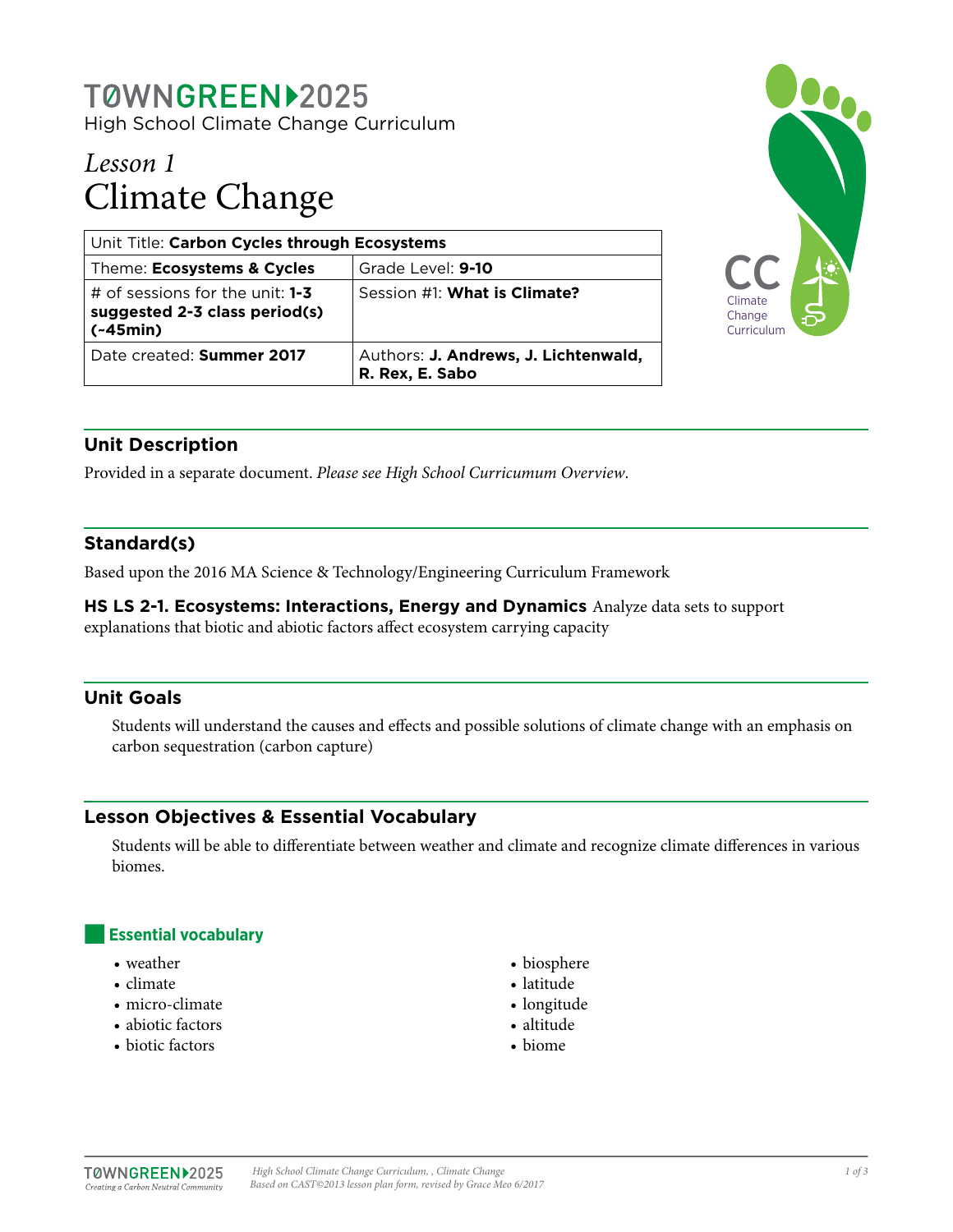# TØWNGREEN 2025

High School Climate Change Curriculum

## *Lesson 1*
# Climate Change

| Unit Title: **Carbon Cycles through Ecosystems** | |
|---|---|
| Theme: **Ecosystems & Cycles** | Grade Level: **9-10** |
| # of sessions for the unit: **1-3 suggested 2-3 class period(s) (~45min)** | Session #1: **What is Climate?** |
| Date created: **Summer 2017** | Authors: **J. Andrews, J. Lichtenwald, R. Rex, E. Sabo** |

## Unit Description

Provided in a separate document. *Please see High School Curricumum Overview.*

## Standard(s)

Based upon the 2016 MA Science & Technology/Engineering Curriculum Framework

**HS LS 2-1. Ecosystems: Interactions, Energy and Dynamics** Analyze data sets to support explanations that biotic and abiotic factors affect ecosystem carrying capacity

## Unit Goals

Students will understand the causes and effects and possible solutions of climate change with an emphasis on carbon sequestration (carbon capture)

## Lesson Objectives & Essential Vocabulary

Students will be able to differentiate between weather and climate and recognize climate differences in various biomes.

### Essential vocabulary

- weather
- climate
- micro-climate
- abiotic factors
- biotic factors
- biosphere
- latitude
- longitude
- altitude
- biome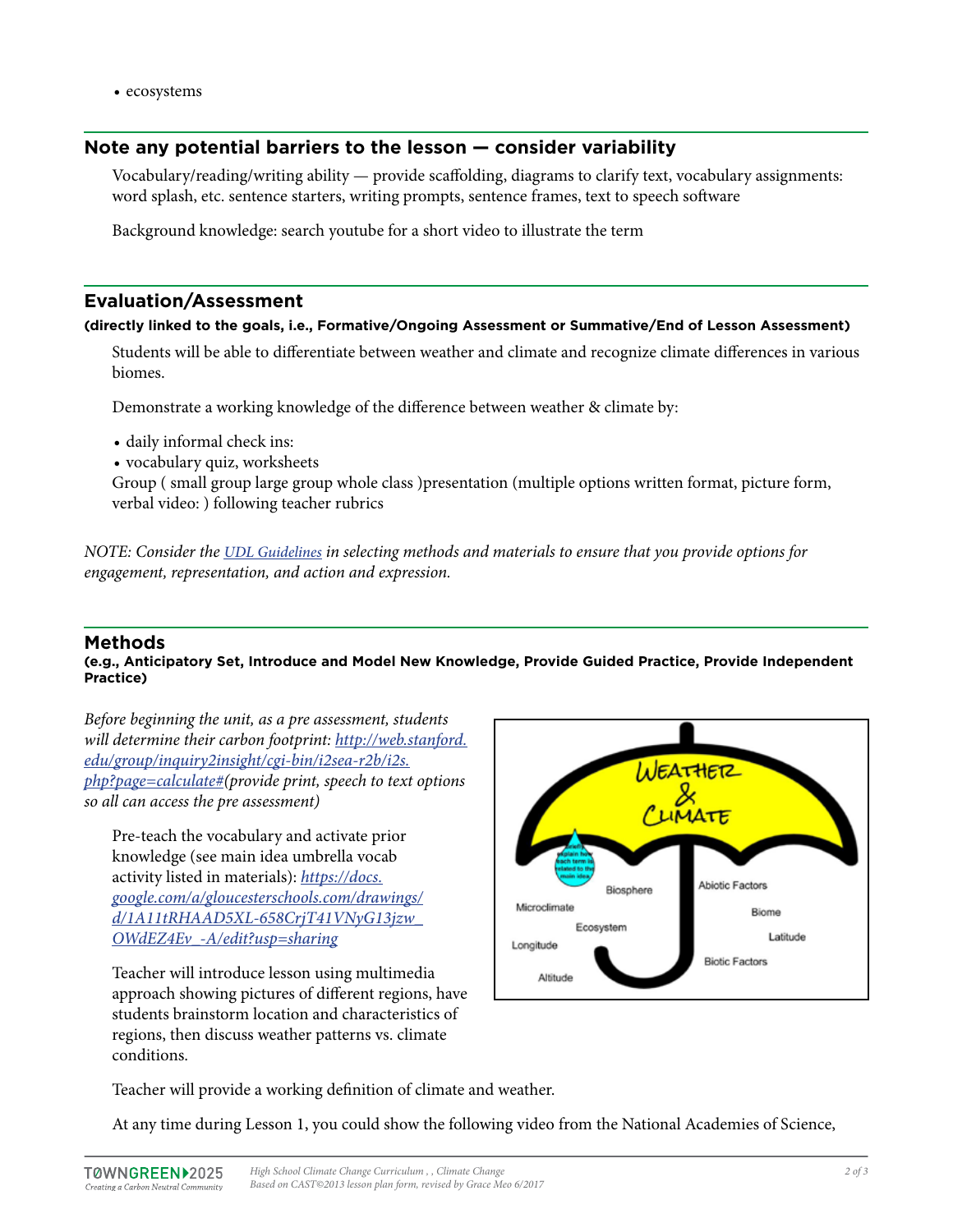- ecosystems

## Note any potential barriers to the lesson — consider variability

Vocabulary/reading/writing ability — provide scaffolding, diagrams to clarify text, vocabulary assignments: word splash, etc. sentence starters, writing prompts, sentence frames, text to speech software

Background knowledge: search youtube for a short video to illustrate the term

## Evaluation/Assessment

**(directly linked to the goals, i.e., Formative/Ongoing Assessment or Summative/End of Lesson Assessment)**

Students will be able to differentiate between weather and climate and recognize climate differences in various biomes.

Demonstrate a working knowledge of the difference between weather & climate by:

- daily informal check ins:
- vocabulary quiz, worksheets

Group ( small group large group whole class )presentation (multiple options written format, picture form, verbal video: ) following teacher rubrics

*NOTE: Consider the UDL Guidelines in selecting methods and materials to ensure that you provide options for engagement, representation, and action and expression.*

## Methods

**(e.g., Anticipatory Set, Introduce and Model New Knowledge, Provide Guided Practice, Provide Independent Practice)**

*Before beginning the unit, as a pre assessment, students will determine their carbon footprint: http://web.stanford.edu/group/inquiry2insight/cgi-bin/i2sea-r2b/i2s.php?page=calculate#(provide print, speech to text options so all can access the pre assessment)*

Pre-teach the vocabulary and activate prior knowledge (see main idea umbrella vocab activity listed in materials): https://docs.google.com/a/gloucesterschools.com/drawings/d/1A11tRHAAD5XL-658CrjT41VNyG13jzw_OWdEZ4Ev_-A/edit?usp=sharing

Weather & Climate

Briefly explain how each term is related to the main idea.

Biosphere | Abiotic Factors | Microclimate | Biome | Ecosystem | Latitude | Longitude | Biotic Factors | Altitude

Teacher will introduce lesson using multimedia approach showing pictures of different regions, have students brainstorm location and characteristics of regions, then discuss weather patterns vs. climate conditions.

Teacher will provide a working definition of climate and weather.

At any time during Lesson 1, you could show the following video from the National Academies of Science,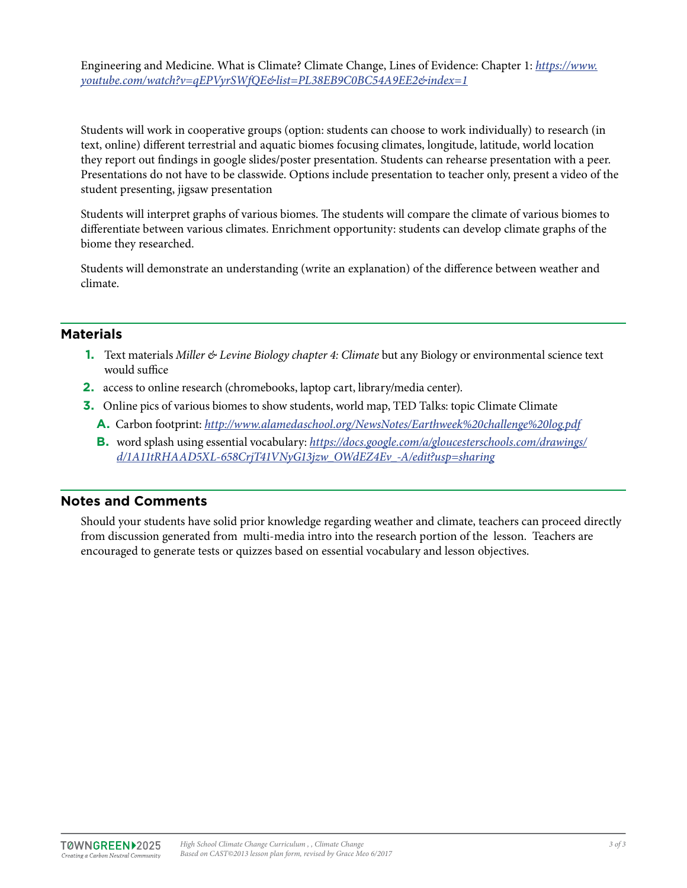Engineering and Medicine. What is Climate? Climate Change, Lines of Evidence: Chapter 1: *https://www.youtube.com/watch?v=qEPVyrSWfQE&list=PL38EB9C0BC54A9EE2&index=1*

Students will work in cooperative groups (option: students can choose to work individually) to research (in text, online) different terrestrial and aquatic biomes focusing climates, longitude, latitude, world location they report out findings in google slides/poster presentation. Students can rehearse presentation with a peer. Presentations do not have to be classwide. Options include presentation to teacher only, present a video of the student presenting, jigsaw presentation

Students will interpret graphs of various biomes. The students will compare the climate of various biomes to differentiate between various climates. Enrichment opportunity: students can develop climate graphs of the biome they researched.

Students will demonstrate an understanding (write an explanation) of the difference between weather and climate.

## Materials

1. Text materials *Miller & Levine Biology chapter 4: Climate* but any Biology or environmental science text would suffice
2. access to online research (chromebooks, laptop cart, library/media center).
3. Online pics of various biomes to show students, world map, TED Talks: topic Climate Climate
   - A. Carbon footprint: *http://www.alamedaschool.org/NewsNotes/Earthweek%20challenge%20log.pdf*
   - B. word splash using essential vocabulary: *https://docs.google.com/a/gloucesterschools.com/drawings/d/1A11tRHAAD5XL-658CrjT41VNyG13jzw_OWdEZ4Ev_-A/edit?usp=sharing*

## Notes and Comments

Should your students have solid prior knowledge regarding weather and climate, teachers can proceed directly from discussion generated from multi-media intro into the research portion of the lesson. Teachers are encouraged to generate tests or quizzes based on essential vocabulary and lesson objectives.